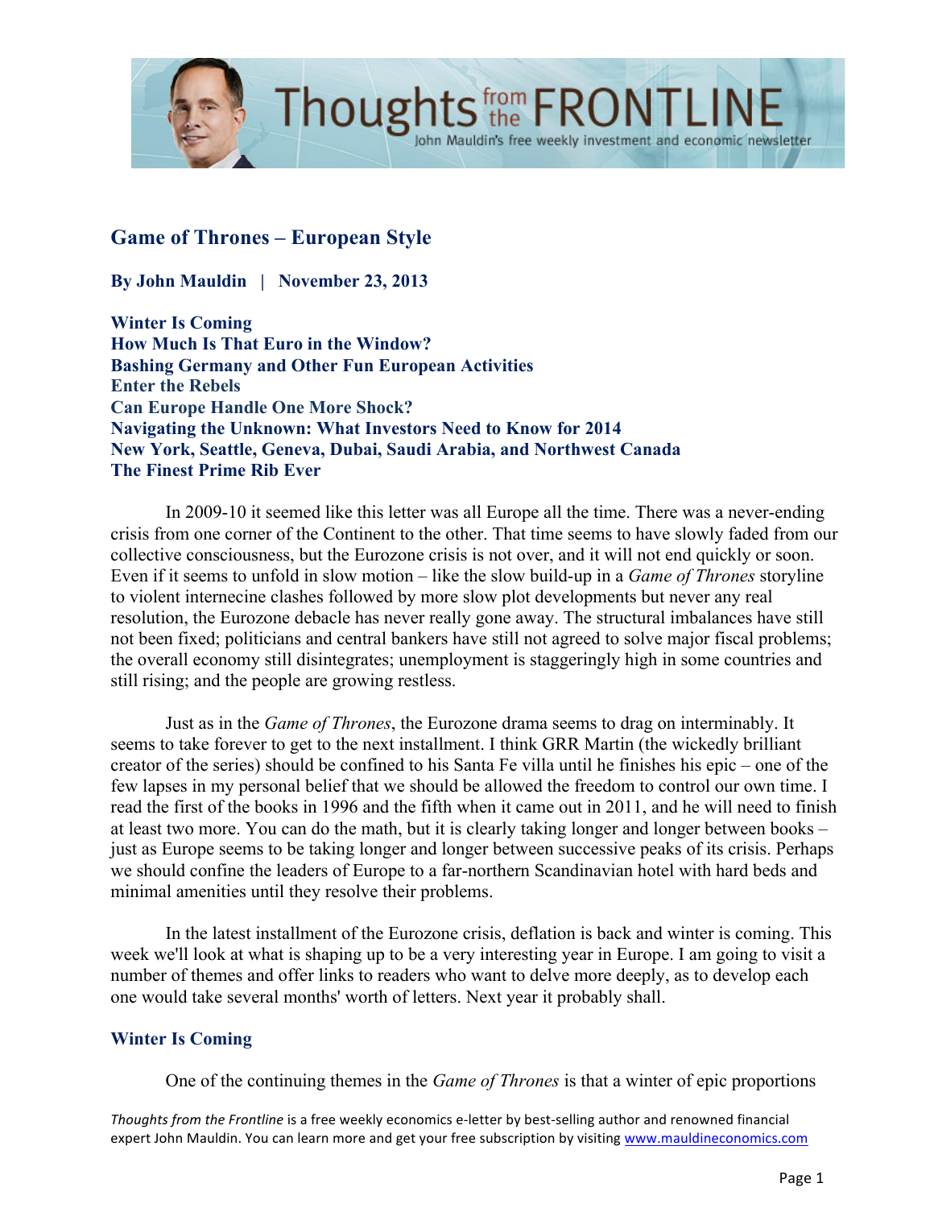# Game of Thrones – European Style

**By John Mauldin | November 23, 2013**

**Winter Is Coming**
**How Much Is That Euro in the Window?**
**Bashing Germany and Other Fun European Activities**
**Enter the Rebels**
**Can Europe Handle One More Shock?**
**Navigating the Unknown: What Investors Need to Know for 2014**
**New York, Seattle, Geneva, Dubai, Saudi Arabia, and Northwest Canada**
**The Finest Prime Rib Ever**

In 2009-10 it seemed like this letter was all Europe all the time. There was a never-ending crisis from one corner of the Continent to the other. That time seems to have slowly faded from our collective consciousness, but the Eurozone crisis is not over, and it will not end quickly or soon. Even if it seems to unfold in slow motion – like the slow build-up in a *Game of Thrones* storyline to violent internecine clashes followed by more slow plot developments but never any real resolution, the Eurozone debacle has never really gone away. The structural imbalances have still not been fixed; politicians and central bankers have still not agreed to solve major fiscal problems; the overall economy still disintegrates; unemployment is staggeringly high in some countries and still rising; and the people are growing restless.

Just as in the *Game of Thrones*, the Eurozone drama seems to drag on interminably. It seems to take forever to get to the next installment. I think GRR Martin (the wickedly brilliant creator of the series) should be confined to his Santa Fe villa until he finishes his epic – one of the few lapses in my personal belief that we should be allowed the freedom to control our own time. I read the first of the books in 1996 and the fifth when it came out in 2011, and he will need to finish at least two more. You can do the math, but it is clearly taking longer and longer between books – just as Europe seems to be taking longer and longer between successive peaks of its crisis. Perhaps we should confine the leaders of Europe to a far-northern Scandinavian hotel with hard beds and minimal amenities until they resolve their problems.

In the latest installment of the Eurozone crisis, deflation is back and winter is coming. This week we'll look at what is shaping up to be a very interesting year in Europe. I am going to visit a number of themes and offer links to readers who want to delve more deeply, as to develop each one would take several months' worth of letters. Next year it probably shall.

## Winter Is Coming

One of the continuing themes in the *Game of Thrones* is that a winter of epic proportions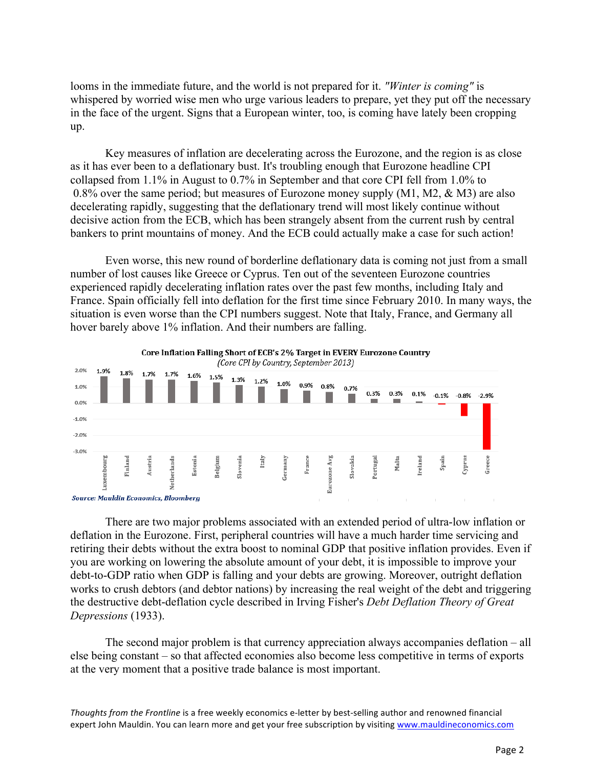looms in the immediate future, and the world is not prepared for it. *"Winter is coming"* is whispered by worried wise men who urge various leaders to prepare, yet they put off the necessary in the face of the urgent. Signs that a European winter, too, is coming have lately been cropping up.

Key measures of inflation are decelerating across the Eurozone, and the region is as close as it has ever been to a deflationary bust. It's troubling enough that Eurozone headline CPI collapsed from 1.1% in August to 0.7% in September and that core CPI fell from 1.0% to 0.8% over the same period; but measures of Eurozone money supply (M1, M2, & M3) are also decelerating rapidly, suggesting that the deflationary trend will most likely continue without decisive action from the ECB, which has been strangely absent from the current rush by central bankers to print mountains of money. And the ECB could actually make a case for such action!

Even worse, this new round of borderline deflationary data is coming not just from a small number of lost causes like Greece or Cyprus. Ten out of the seventeen Eurozone countries experienced rapidly decelerating inflation rates over the past few months, including Italy and France. Spain officially fell into deflation for the first time since February 2010. In many ways, the situation is even worse than the CPI numbers suggest. Note that Italy, France, and Germany all hover barely above 1% inflation. And their numbers are falling.

**Core Inflation Falling Short of ECB's 2% Target in EVERY Eurozone Country**
*(Core CPI by Country, September 2013)*

| Country | Core CPI |
|---|---|
| Luxembourg | 1.9% |
| Finland | 1.8% |
| Austria | 1.7% |
| Netherlands | 1.7% |
| Estonia | 1.6% |
| Belgium | 1.5% |
| Slovenia | 1.3% |
| Italy | 1.2% |
| Germany | 1.0% |
| France | 0.9% |
| Eurozone Avg | 0.8% |
| Slovakia | 0.7% |
| Portugal | 0.3% |
| Malta | 0.3% |
| Ireland | 0.1% |
| Spain | -0.1% |
| Cyprus | -0.8% |
| Greece | -2.9% |

*Source: Mauldin Economics, Bloomberg*

There are two major problems associated with an extended period of ultra-low inflation or deflation in the Eurozone. First, peripheral countries will have a much harder time servicing and retiring their debts without the extra boost to nominal GDP that positive inflation provides. Even if you are working on lowering the absolute amount of your debt, it is impossible to improve your debt-to-GDP ratio when GDP is falling and your debts are growing. Moreover, outright deflation works to crush debtors (and debtor nations) by increasing the real weight of the debt and triggering the destructive debt-deflation cycle described in Irving Fisher's *Debt Deflation Theory of Great Depressions* (1933).

The second major problem is that currency appreciation always accompanies deflation – all else being constant – so that affected economies also become less competitive in terms of exports at the very moment that a positive trade balance is most important.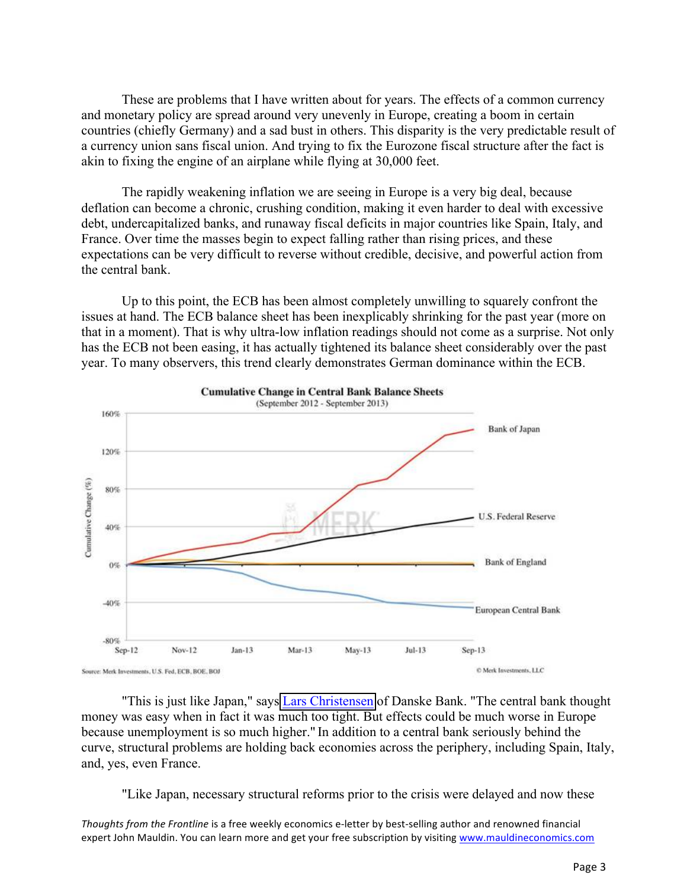These are problems that I have written about for years. The effects of a common currency and monetary policy are spread around very unevenly in Europe, creating a boom in certain countries (chiefly Germany) and a sad bust in others. This disparity is the very predictable result of a currency union sans fiscal union. And trying to fix the Eurozone fiscal structure after the fact is akin to fixing the engine of an airplane while flying at 30,000 feet.

The rapidly weakening inflation we are seeing in Europe is a very big deal, because deflation can become a chronic, crushing condition, making it even harder to deal with excessive debt, undercapitalized banks, and runaway fiscal deficits in major countries like Spain, Italy, and France. Over time the masses begin to expect falling rather than rising prices, and these expectations can be very difficult to reverse without credible, decisive, and powerful action from the central bank.

Up to this point, the ECB has been almost completely unwilling to squarely confront the issues at hand. The ECB balance sheet has been inexplicably shrinking for the past year (more on that in a moment). That is why ultra-low inflation readings should not come as a surprise. Not only has the ECB not been easing, it has actually tightened its balance sheet considerably over the past year. To many observers, this trend clearly demonstrates German dominance within the ECB.

**Cumulative Change in Central Bank Balance Sheets**
(September 2012 - September 2013)

Source: Merk Investments, U.S. Fed, ECB, BOE, BOJ

© Merk Investments, LLC

"This is just like Japan," says Lars Christensen of Danske Bank. "The central bank thought money was easy when in fact it was much too tight. But effects could be much worse in Europe because unemployment is so much higher." In addition to a central bank seriously behind the curve, structural problems are holding back economies across the periphery, including Spain, Italy, and, yes, even France.

"Like Japan, necessary structural reforms prior to the crisis were delayed and now these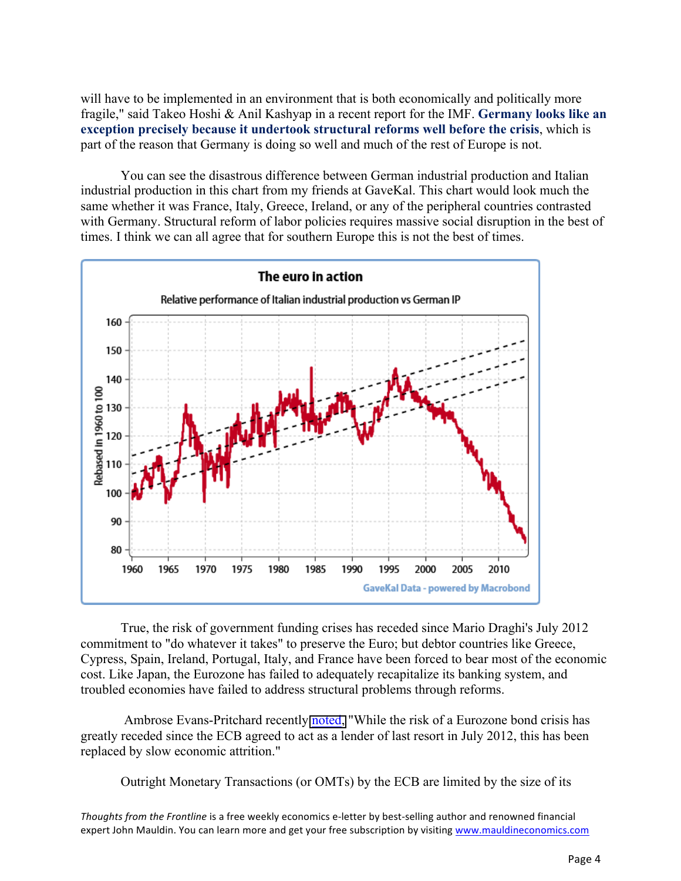will have to be implemented in an environment that is both economically and politically more fragile," said Takeo Hoshi & Anil Kashyap in a recent report for the IMF. **Germany looks like an exception precisely because it undertook structural reforms well before the crisis**, which is part of the reason that Germany is doing so well and much of the rest of Europe is not.

You can see the disastrous difference between German industrial production and Italian industrial production in this chart from my friends at GaveKal. This chart would look much the same whether it was France, Italy, Greece, Ireland, or any of the peripheral countries contrasted with Germany. Structural reform of labor policies requires massive social disruption in the best of times. I think we can all agree that for southern Europe this is not the best of times.

**The euro in action**

Relative performance of Italian industrial production vs German IP

GaveKal Data - powered by Macrobond

True, the risk of government funding crises has receded since Mario Draghi's July 2012 commitment to "do whatever it takes" to preserve the Euro; but debtor countries like Greece, Cypress, Spain, Ireland, Portugal, Italy, and France have been forced to bear most of the economic cost. Like Japan, the Eurozone has failed to adequately recapitalize its banking system, and troubled economies have failed to address structural problems through reforms.

Ambrose Evans-Pritchard recently noted, "While the risk of a Eurozone bond crisis has greatly receded since the ECB agreed to act as a lender of last resort in July 2012, this has been replaced by slow economic attrition."

Outright Monetary Transactions (or OMTs) by the ECB are limited by the size of its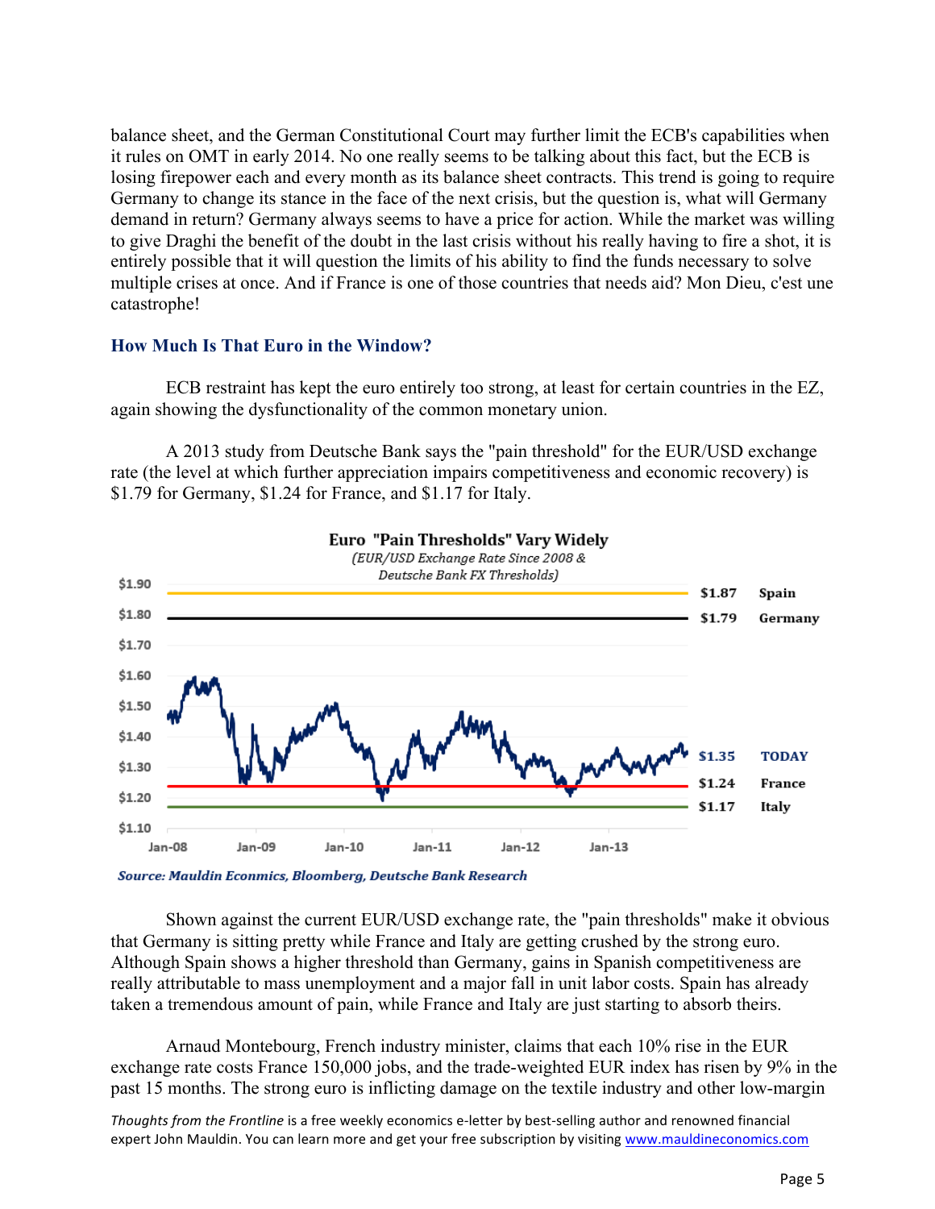balance sheet, and the German Constitutional Court may further limit the ECB's capabilities when it rules on OMT in early 2014. No one really seems to be talking about this fact, but the ECB is losing firepower each and every month as its balance sheet contracts. This trend is going to require Germany to change its stance in the face of the next crisis, but the question is, what will Germany demand in return? Germany always seems to have a price for action. While the market was willing to give Draghi the benefit of the doubt in the last crisis without his really having to fire a shot, it is entirely possible that it will question the limits of his ability to find the funds necessary to solve multiple crises at once. And if France is one of those countries that needs aid? Mon Dieu, c'est une catastrophe!

## How Much Is That Euro in the Window?

ECB restraint has kept the euro entirely too strong, at least for certain countries in the EZ, again showing the dysfunctionality of the common monetary union.

A 2013 study from Deutsche Bank says the "pain threshold" for the EUR/USD exchange rate (the level at which further appreciation impairs competitiveness and economic recovery) is \$1.79 for Germany, \$1.24 for France, and \$1.17 for Italy.

**Euro "Pain Thresholds" Vary Widely**

*(EUR/USD Exchange Rate Since 2008 & Deutsche Bank FX Thresholds)*

| Threshold | Country |
|---|---|
| \$1.87 | Spain |
| \$1.79 | Germany |
| \$1.35 | TODAY |
| \$1.24 | France |
| \$1.17 | Italy |

***Source: Mauldin Economics, Bloomberg, Deutsche Bank Research***

Shown against the current EUR/USD exchange rate, the "pain thresholds" make it obvious that Germany is sitting pretty while France and Italy are getting crushed by the strong euro. Although Spain shows a higher threshold than Germany, gains in Spanish competitiveness are really attributable to mass unemployment and a major fall in unit labor costs. Spain has already taken a tremendous amount of pain, while France and Italy are just starting to absorb theirs.

Arnaud Montebourg, French industry minister, claims that each 10% rise in the EUR exchange rate costs France 150,000 jobs, and the trade-weighted EUR index has risen by 9% in the past 15 months. The strong euro is inflicting damage on the textile industry and other low-margin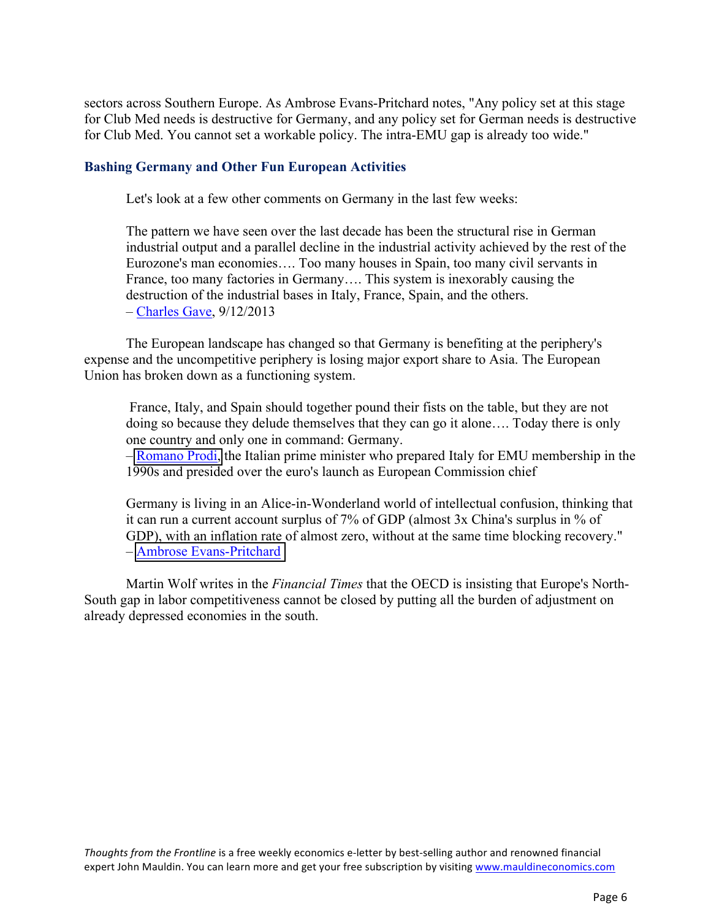sectors across Southern Europe. As Ambrose Evans-Pritchard notes, "Any policy set at this stage for Club Med needs is destructive for Germany, and any policy set for German needs is destructive for Club Med. You cannot set a workable policy. The intra-EMU gap is already too wide."

### Bashing Germany and Other Fun European Activities

Let's look at a few other comments on Germany in the last few weeks:

> The pattern we have seen over the last decade has been the structural rise in German industrial output and a parallel decline in the industrial activity achieved by the rest of the Eurozone's man economies…. Too many houses in Spain, too many civil servants in France, too many factories in Germany…. This system is inexorably causing the destruction of the industrial bases in Italy, France, Spain, and the others.
> – Charles Gave, 9/12/2013

The European landscape has changed so that Germany is benefiting at the periphery's expense and the uncompetitive periphery is losing major export share to Asia. The European Union has broken down as a functioning system.

> France, Italy, and Spain should together pound their fists on the table, but they are not doing so because they delude themselves that they can go it alone…. Today there is only one country and only one in command: Germany.
> – Romano Prodi, the Italian prime minister who prepared Italy for EMU membership in the 1990s and presided over the euro's launch as European Commission chief

> Germany is living in an Alice-in-Wonderland world of intellectual confusion, thinking that it can run a current account surplus of 7% of GDP (almost 3x China's surplus in % of GDP), with an inflation rate of almost zero, without at the same time blocking recovery."
> – Ambrose Evans-Pritchard

Martin Wolf writes in the *Financial Times* that the OECD is insisting that Europe's North-South gap in labor competitiveness cannot be closed by putting all the burden of adjustment on already depressed economies in the south.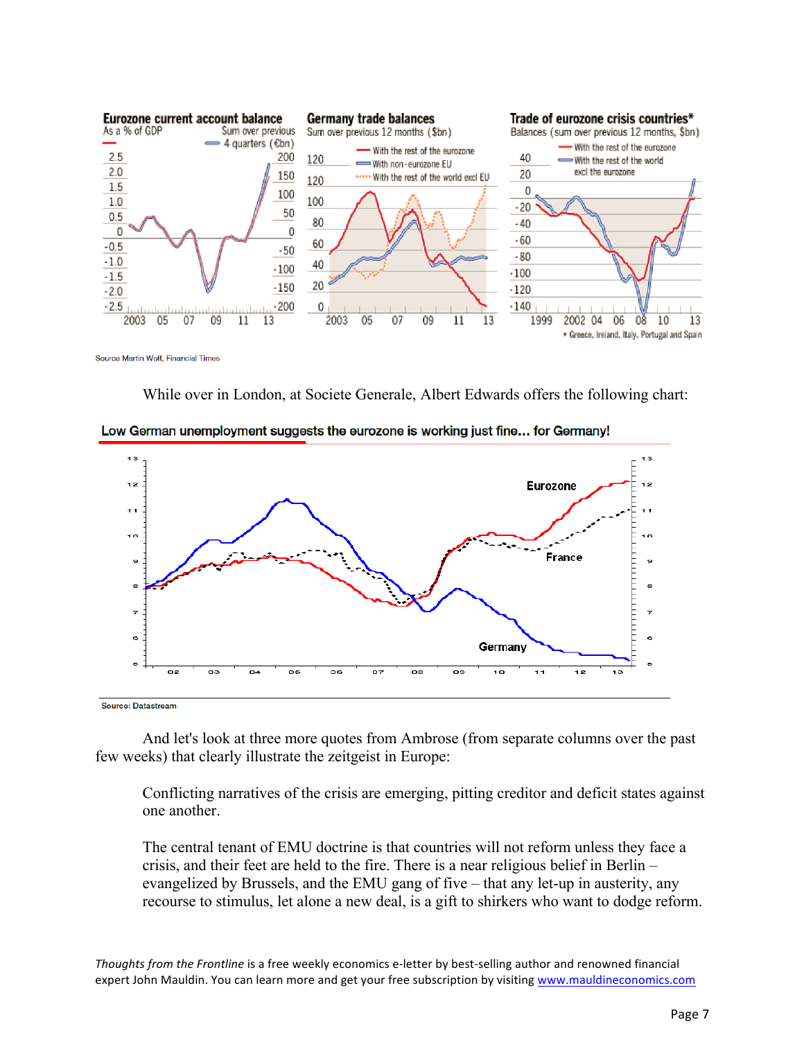Source Martin Wolf, Financial Times

While over in London, at Societe Generale, Albert Edwards offers the following chart:

**Low German unemployment suggests the eurozone is working just fine... for Germany!**

Source: Datastream

And let's look at three more quotes from Ambrose (from separate columns over the past few weeks) that clearly illustrate the zeitgeist in Europe:

> Conflicting narratives of the crisis are emerging, pitting creditor and deficit states against one another.
>
> The central tenant of EMU doctrine is that countries will not reform unless they face a crisis, and their feet are held to the fire. There is a near religious belief in Berlin – evangelized by Brussels, and the EMU gang of five – that any let-up in austerity, any recourse to stimulus, let alone a new deal, is a gift to shirkers who want to dodge reform.

*Thoughts from the Frontline* is a free weekly economics e-letter by best-selling author and renowned financial expert John Mauldin. You can learn more and get your free subscription by visiting [www.mauldineconomics.com](www.mauldineconomics.com)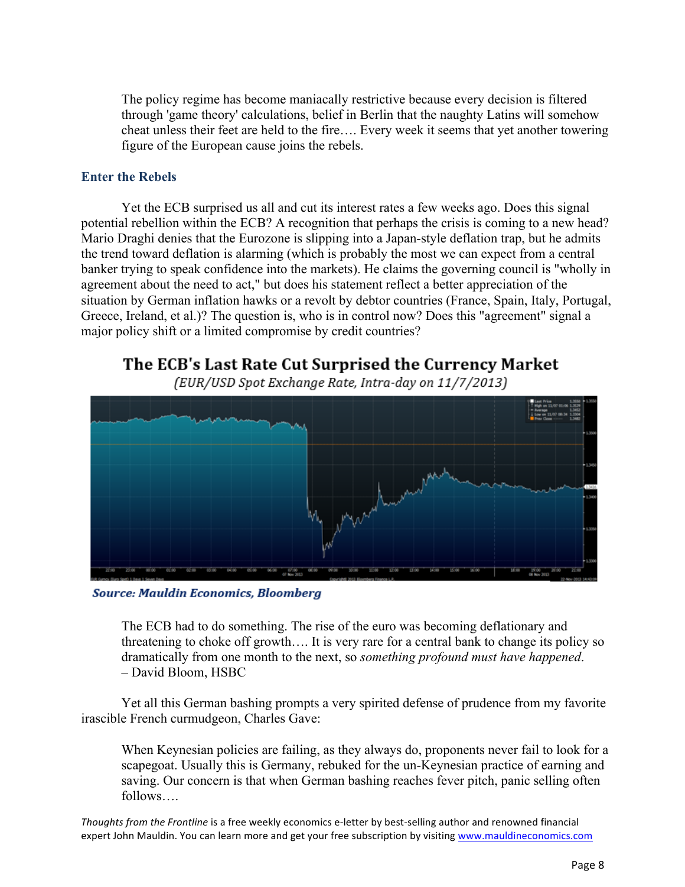> The policy regime has become maniacally restrictive because every decision is filtered through 'game theory' calculations, belief in Berlin that the naughty Latins will somehow cheat unless their feet are held to the fire…. Every week it seems that yet another towering figure of the European cause joins the rebels.

### Enter the Rebels

Yet the ECB surprised us all and cut its interest rates a few weeks ago. Does this signal potential rebellion within the ECB? A recognition that perhaps the crisis is coming to a new head? Mario Draghi denies that the Eurozone is slipping into a Japan-style deflation trap, but he admits the trend toward deflation is alarming (which is probably the most we can expect from a central banker trying to speak confidence into the markets). He claims the governing council is "wholly in agreement about the need to act," but does his statement reflect a better appreciation of the situation by German inflation hawks or a revolt by debtor countries (France, Spain, Italy, Portugal, Greece, Ireland, et al.)? The question is, who is in control now? Does this "agreement" signal a major policy shift or a limited compromise by credit countries?

**The ECB's Last Rate Cut Surprised the Currency Market**

*(EUR/USD Spot Exchange Rate, Intra-day on 11/7/2013)*

***Source: Mauldin Economics, Bloomberg***

> The ECB had to do something. The rise of the euro was becoming deflationary and threatening to choke off growth…. It is very rare for a central bank to change its policy so dramatically from one month to the next, so *something profound must have happened*.
> – David Bloom, HSBC

Yet all this German bashing prompts a very spirited defense of prudence from my favorite irascible French curmudgeon, Charles Gave:

> When Keynesian policies are failing, as they always do, proponents never fail to look for a scapegoat. Usually this is Germany, rebuked for the un-Keynesian practice of earning and saving. Our concern is that when German bashing reaches fever pitch, panic selling often follows….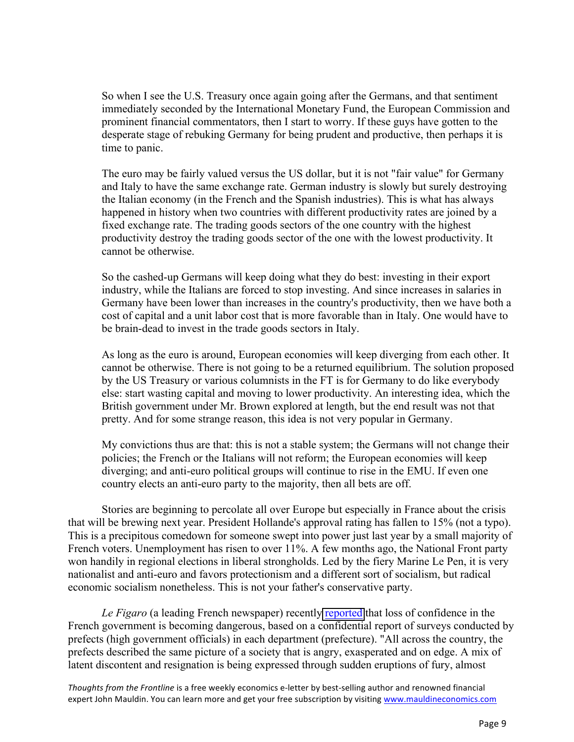> So when I see the U.S. Treasury once again going after the Germans, and that sentiment immediately seconded by the International Monetary Fund, the European Commission and prominent financial commentators, then I start to worry. If these guys have gotten to the desperate stage of rebuking Germany for being prudent and productive, then perhaps it is time to panic.
>
> The euro may be fairly valued versus the US dollar, but it is not "fair value" for Germany and Italy to have the same exchange rate. German industry is slowly but surely destroying the Italian economy (in the French and the Spanish industries). This is what has always happened in history when two countries with different productivity rates are joined by a fixed exchange rate. The trading goods sectors of the one country with the highest productivity destroy the trading goods sector of the one with the lowest productivity. It cannot be otherwise.
>
> So the cashed-up Germans will keep doing what they do best: investing in their export industry, while the Italians are forced to stop investing. And since increases in salaries in Germany have been lower than increases in the country's productivity, then we have both a cost of capital and a unit labor cost that is more favorable than in Italy. One would have to be brain-dead to invest in the trade goods sectors in Italy.
>
> As long as the euro is around, European economies will keep diverging from each other. It cannot be otherwise. There is not going to be a returned equilibrium. The solution proposed by the US Treasury or various columnists in the FT is for Germany to do like everybody else: start wasting capital and moving to lower productivity. An interesting idea, which the British government under Mr. Brown explored at length, but the end result was not that pretty. And for some strange reason, this idea is not very popular in Germany.
>
> My convictions thus are that: this is not a stable system; the Germans will not change their policies; the French or the Italians will not reform; the European economies will keep diverging; and anti-euro political groups will continue to rise in the EMU. If even one country elects an anti-euro party to the majority, then all bets are off.

Stories are beginning to percolate all over Europe but especially in France about the crisis that will be brewing next year. President Hollande's approval rating has fallen to 15% (not a typo). This is a precipitous comedown for someone swept into power just last year by a small majority of French voters. Unemployment has risen to over 11%. A few months ago, the National Front party won handily in regional elections in liberal strongholds. Led by the fiery Marine Le Pen, it is very nationalist and anti-euro and favors protectionism and a different sort of socialism, but radical economic socialism nonetheless. This is not your father's conservative party.

*Le Figaro* (a leading French newspaper) recently reported that loss of confidence in the French government is becoming dangerous, based on a confidential report of surveys conducted by prefects (high government officials) in each department (prefecture). "All across the country, the prefects described the same picture of a society that is angry, exasperated and on edge. A mix of latent discontent and resignation is being expressed through sudden eruptions of fury, almost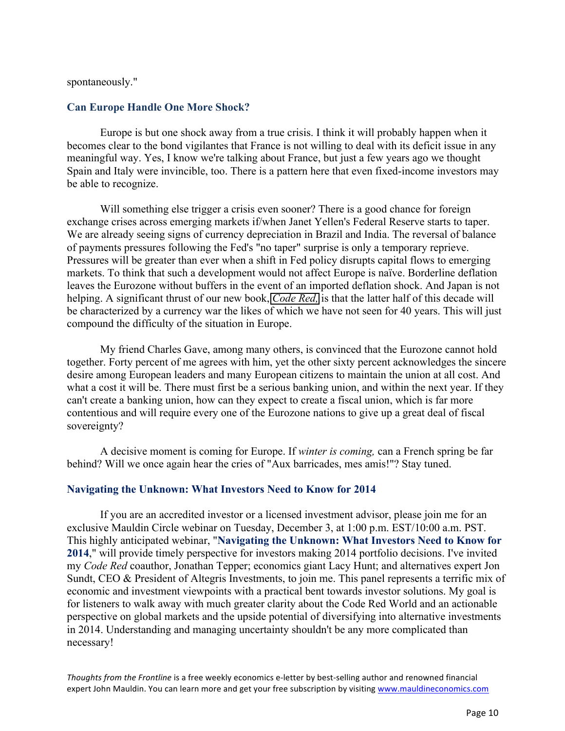spontaneously."

## Can Europe Handle One More Shock?

Europe is but one shock away from a true crisis. I think it will probably happen when it becomes clear to the bond vigilantes that France is not willing to deal with its deficit issue in any meaningful way. Yes, I know we're talking about France, but just a few years ago we thought Spain and Italy were invincible, too. There is a pattern here that even fixed-income investors may be able to recognize.

Will something else trigger a crisis even sooner? There is a good chance for foreign exchange crises across emerging markets if/when Janet Yellen's Federal Reserve starts to taper. We are already seeing signs of currency depreciation in Brazil and India. The reversal of balance of payments pressures following the Fed's "no taper" surprise is only a temporary reprieve. Pressures will be greater than ever when a shift in Fed policy disrupts capital flows to emerging markets. To think that such a development would not affect Europe is naïve. Borderline deflation leaves the Eurozone without buffers in the event of an imported deflation shock. And Japan is not helping. A significant thrust of our new book, *Code Red,* is that the latter half of this decade will be characterized by a currency war the likes of which we have not seen for 40 years. This will just compound the difficulty of the situation in Europe.

My friend Charles Gave, among many others, is convinced that the Eurozone cannot hold together. Forty percent of me agrees with him, yet the other sixty percent acknowledges the sincere desire among European leaders and many European citizens to maintain the union at all cost. And what a cost it will be. There must first be a serious banking union, and within the next year. If they can't create a banking union, how can they expect to create a fiscal union, which is far more contentious and will require every one of the Eurozone nations to give up a great deal of fiscal sovereignty?

A decisive moment is coming for Europe. If *winter is coming,* can a French spring be far behind? Will we once again hear the cries of "Aux barricades, mes amis!"? Stay tuned.

## Navigating the Unknown: What Investors Need to Know for 2014

If you are an accredited investor or a licensed investment advisor, please join me for an exclusive Mauldin Circle webinar on Tuesday, December 3, at 1:00 p.m. EST/10:00 a.m. PST. This highly anticipated webinar, "**Navigating the Unknown: What Investors Need to Know for 2014**," will provide timely perspective for investors making 2014 portfolio decisions. I've invited my *Code Red* coauthor, Jonathan Tepper; economics giant Lacy Hunt; and alternatives expert Jon Sundt, CEO & President of Altegris Investments, to join me. This panel represents a terrific mix of economic and investment viewpoints with a practical bent towards investor solutions. My goal is for listeners to walk away with much greater clarity about the Code Red World and an actionable perspective on global markets and the upside potential of diversifying into alternative investments in 2014. Understanding and managing uncertainty shouldn't be any more complicated than necessary!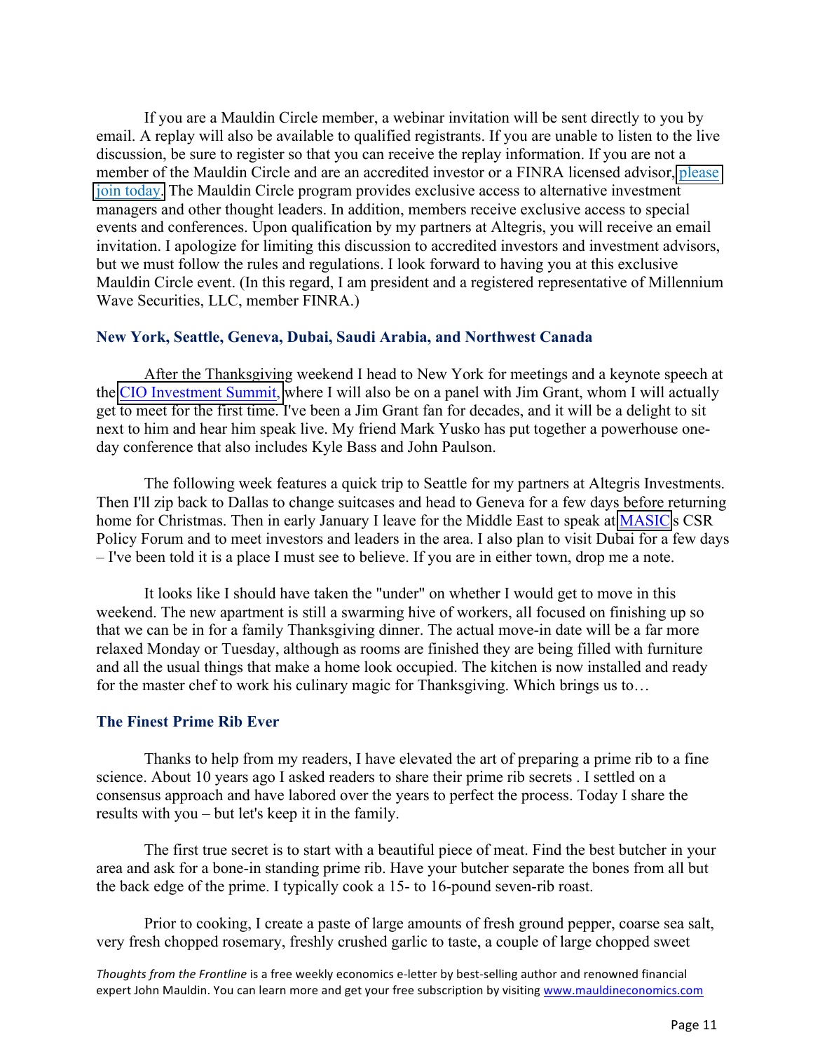If you are a Mauldin Circle member, a webinar invitation will be sent directly to you by email. A replay will also be available to qualified registrants. If you are unable to listen to the live discussion, be sure to register so that you can receive the replay information. If you are not a member of the Mauldin Circle and are an accredited investor or a FINRA licensed advisor, please join today. The Mauldin Circle program provides exclusive access to alternative investment managers and other thought leaders. In addition, members receive exclusive access to special events and conferences. Upon qualification by my partners at Altegris, you will receive an email invitation. I apologize for limiting this discussion to accredited investors and investment advisors, but we must follow the rules and regulations. I look forward to having you at this exclusive Mauldin Circle event. (In this regard, I am president and a registered representative of Millennium Wave Securities, LLC, member FINRA.)

### New York, Seattle, Geneva, Dubai, Saudi Arabia, and Northwest Canada

After the Thanksgiving weekend I head to New York for meetings and a keynote speech at the CIO Investment Summit, where I will also be on a panel with Jim Grant, whom I will actually get to meet for the first time. I've been a Jim Grant fan for decades, and it will be a delight to sit next to him and hear him speak live. My friend Mark Yusko has put together a powerhouse one-day conference that also includes Kyle Bass and John Paulson.

The following week features a quick trip to Seattle for my partners at Altegris Investments. Then I'll zip back to Dallas to change suitcases and head to Geneva for a few days before returning home for Christmas. Then in early January I leave for the Middle East to speak at MASIC's CSR Policy Forum and to meet investors and leaders in the area. I also plan to visit Dubai for a few days – I've been told it is a place I must see to believe. If you are in either town, drop me a note.

It looks like I should have taken the "under" on whether I would get to move in this weekend. The new apartment is still a swarming hive of workers, all focused on finishing up so that we can be in for a family Thanksgiving dinner. The actual move-in date will be a far more relaxed Monday or Tuesday, although as rooms are finished they are being filled with furniture and all the usual things that make a home look occupied. The kitchen is now installed and ready for the master chef to work his culinary magic for Thanksgiving. Which brings us to…

### The Finest Prime Rib Ever

Thanks to help from my readers, I have elevated the art of preparing a prime rib to a fine science. About 10 years ago I asked readers to share their prime rib secrets . I settled on a consensus approach and have labored over the years to perfect the process. Today I share the results with you – but let's keep it in the family.

The first true secret is to start with a beautiful piece of meat. Find the best butcher in your area and ask for a bone-in standing prime rib. Have your butcher separate the bones from all but the back edge of the prime. I typically cook a 15- to 16-pound seven-rib roast.

Prior to cooking, I create a paste of large amounts of fresh ground pepper, coarse sea salt, very fresh chopped rosemary, freshly crushed garlic to taste, a couple of large chopped sweet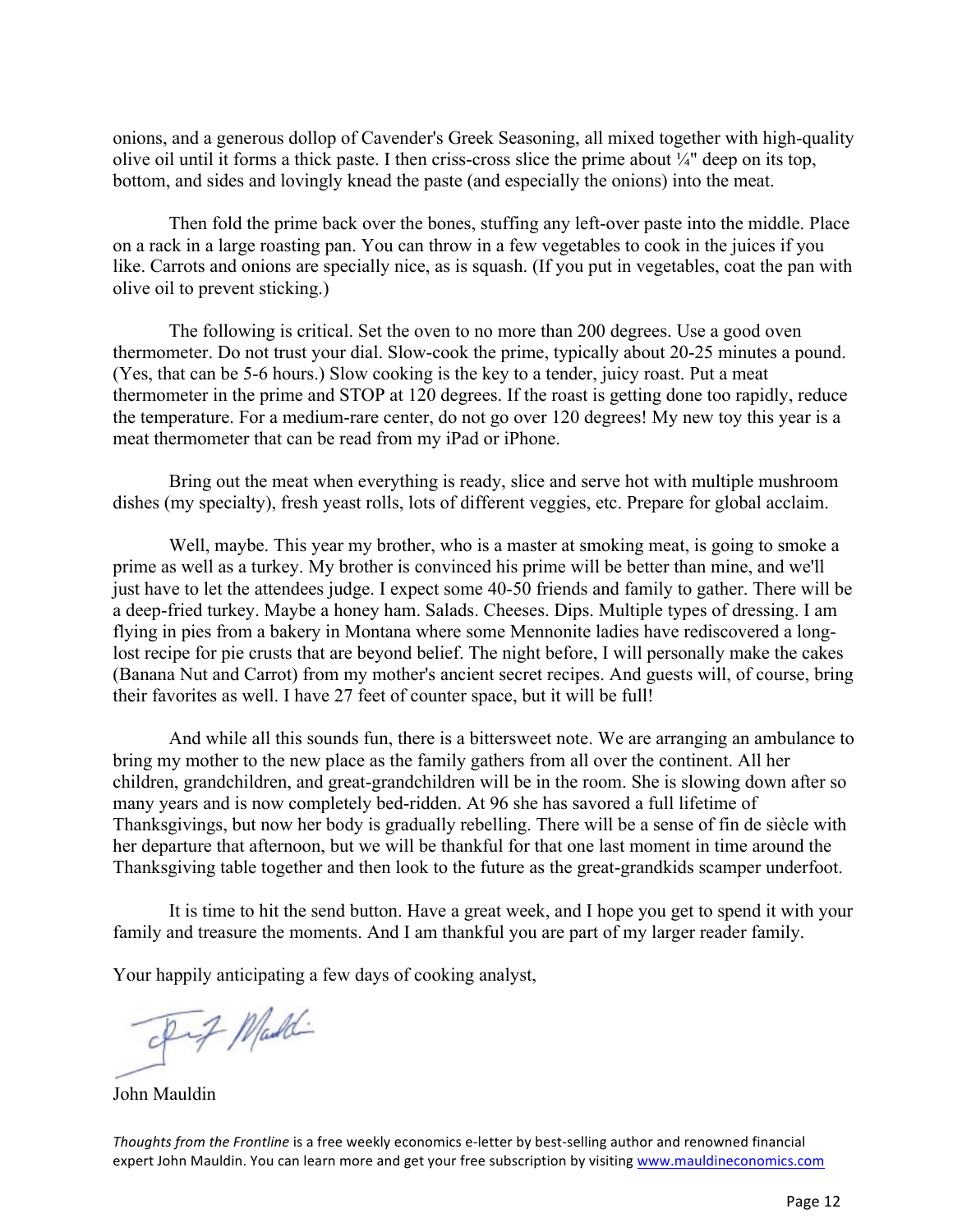onions, and a generous dollop of Cavender's Greek Seasoning, all mixed together with high-quality olive oil until it forms a thick paste. I then criss-cross slice the prime about ¼" deep on its top, bottom, and sides and lovingly knead the paste (and especially the onions) into the meat.

Then fold the prime back over the bones, stuffing any left-over paste into the middle. Place on a rack in a large roasting pan. You can throw in a few vegetables to cook in the juices if you like. Carrots and onions are specially nice, as is squash. (If you put in vegetables, coat the pan with olive oil to prevent sticking.)

The following is critical. Set the oven to no more than 200 degrees. Use a good oven thermometer. Do not trust your dial. Slow-cook the prime, typically about 20-25 minutes a pound. (Yes, that can be 5-6 hours.) Slow cooking is the key to a tender, juicy roast. Put a meat thermometer in the prime and STOP at 120 degrees. If the roast is getting done too rapidly, reduce the temperature. For a medium-rare center, do not go over 120 degrees! My new toy this year is a meat thermometer that can be read from my iPad or iPhone.

Bring out the meat when everything is ready, slice and serve hot with multiple mushroom dishes (my specialty), fresh yeast rolls, lots of different veggies, etc. Prepare for global acclaim.

Well, maybe. This year my brother, who is a master at smoking meat, is going to smoke a prime as well as a turkey. My brother is convinced his prime will be better than mine, and we'll just have to let the attendees judge. I expect some 40-50 friends and family to gather. There will be a deep-fried turkey. Maybe a honey ham. Salads. Cheeses. Dips. Multiple types of dressing. I am flying in pies from a bakery in Montana where some Mennonite ladies have rediscovered a long-lost recipe for pie crusts that are beyond belief. The night before, I will personally make the cakes (Banana Nut and Carrot) from my mother's ancient secret recipes. And guests will, of course, bring their favorites as well. I have 27 feet of counter space, but it will be full!

And while all this sounds fun, there is a bittersweet note. We are arranging an ambulance to bring my mother to the new place as the family gathers from all over the continent. All her children, grandchildren, and great-grandchildren will be in the room. She is slowing down after so many years and is now completely bed-ridden. At 96 she has savored a full lifetime of Thanksgivings, but now her body is gradually rebelling. There will be a sense of fin de siècle with her departure that afternoon, but we will be thankful for that one last moment in time around the Thanksgiving table together and then look to the future as the great-grandkids scamper underfoot.

It is time to hit the send button. Have a great week, and I hope you get to spend it with your family and treasure the moments. And I am thankful you are part of my larger reader family.

Your happily anticipating a few days of cooking analyst,

John Mauldin

*Thoughts from the Frontline* is a free weekly economics e-letter by best-selling author and renowned financial expert John Mauldin. You can learn more and get your free subscription by visiting [www.mauldineconomics.com](http://www.mauldineconomics.com)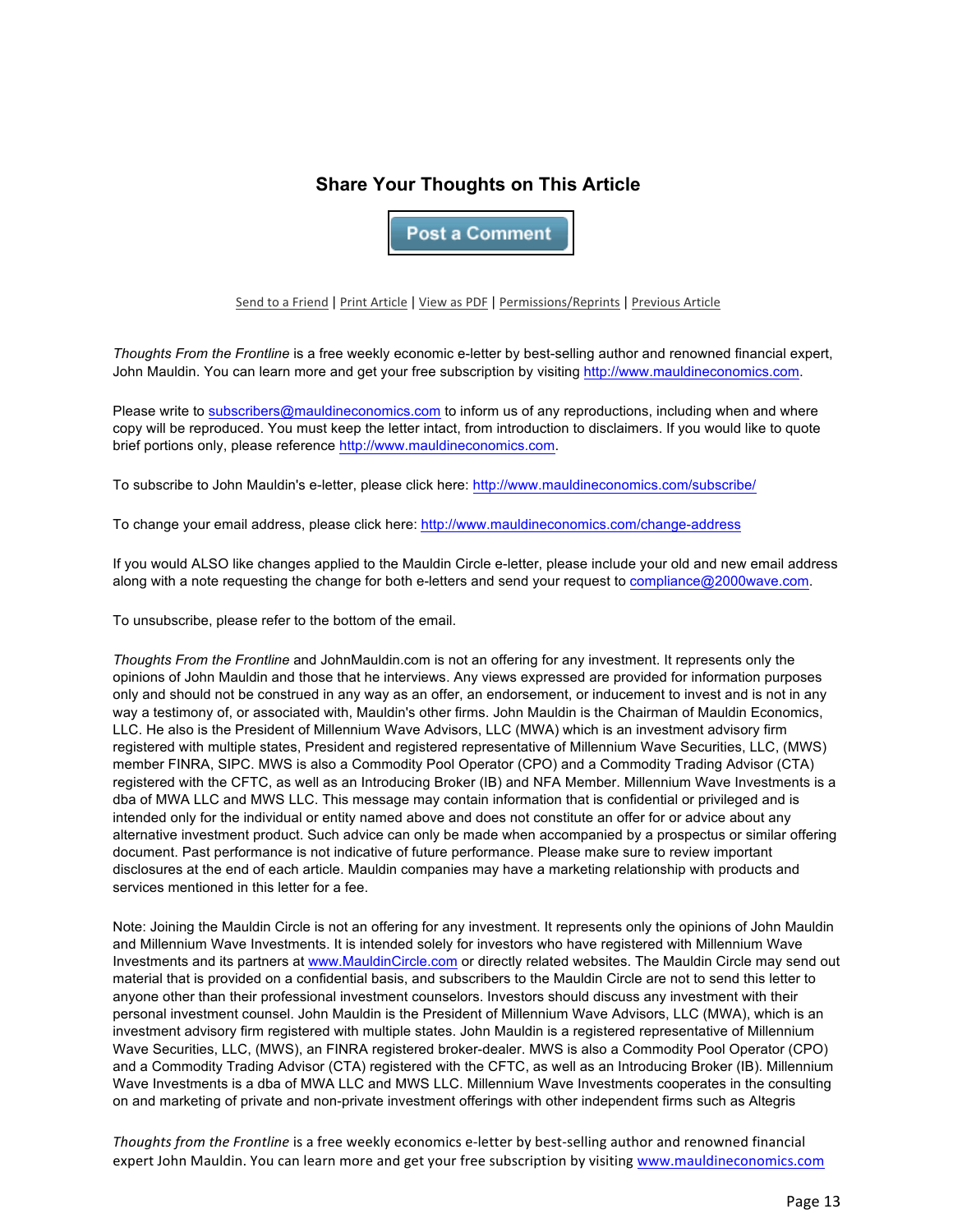## Share Your Thoughts on This Article

Post a Comment

Send to a Friend | Print Article | View as PDF | Permissions/Reprints | Previous Article

*Thoughts From the Frontline* is a free weekly economic e-letter by best-selling author and renowned financial expert, John Mauldin. You can learn more and get your free subscription by visiting http://www.mauldineconomics.com.

Please write to subscribers@mauldineconomics.com to inform us of any reproductions, including when and where copy will be reproduced. You must keep the letter intact, from introduction to disclaimers. If you would like to quote brief portions only, please reference http://www.mauldineconomics.com.

To subscribe to John Mauldin's e-letter, please click here: http://www.mauldineconomics.com/subscribe/

To change your email address, please click here: http://www.mauldineconomics.com/change-address

If you would ALSO like changes applied to the Mauldin Circle e-letter, please include your old and new email address along with a note requesting the change for both e-letters and send your request to compliance@2000wave.com.

To unsubscribe, please refer to the bottom of the email.

*Thoughts From the Frontline* and JohnMauldin.com is not an offering for any investment. It represents only the opinions of John Mauldin and those that he interviews. Any views expressed are provided for information purposes only and should not be construed in any way as an offer, an endorsement, or inducement to invest and is not in any way a testimony of, or associated with, Mauldin's other firms. John Mauldin is the Chairman of Mauldin Economics, LLC. He also is the President of Millennium Wave Advisors, LLC (MWA) which is an investment advisory firm registered with multiple states, President and registered representative of Millennium Wave Securities, LLC, (MWS) member FINRA, SIPC. MWS is also a Commodity Pool Operator (CPO) and a Commodity Trading Advisor (CTA) registered with the CFTC, as well as an Introducing Broker (IB) and NFA Member. Millennium Wave Investments is a dba of MWA LLC and MWS LLC. This message may contain information that is confidential or privileged and is intended only for the individual or entity named above and does not constitute an offer for or advice about any alternative investment product. Such advice can only be made when accompanied by a prospectus or similar offering document. Past performance is not indicative of future performance. Please make sure to review important disclosures at the end of each article. Mauldin companies may have a marketing relationship with products and services mentioned in this letter for a fee.

Note: Joining the Mauldin Circle is not an offering for any investment. It represents only the opinions of John Mauldin and Millennium Wave Investments. It is intended solely for investors who have registered with Millennium Wave Investments and its partners at www.MauldinCircle.com or directly related websites. The Mauldin Circle may send out material that is provided on a confidential basis, and subscribers to the Mauldin Circle are not to send this letter to anyone other than their professional investment counselors. Investors should discuss any investment with their personal investment counsel. John Mauldin is the President of Millennium Wave Advisors, LLC (MWA), which is an investment advisory firm registered with multiple states. John Mauldin is a registered representative of Millennium Wave Securities, LLC, (MWS), an FINRA registered broker-dealer. MWS is also a Commodity Pool Operator (CPO) and a Commodity Trading Advisor (CTA) registered with the CFTC, as well as an Introducing Broker (IB). Millennium Wave Investments is a dba of MWA LLC and MWS LLC. Millennium Wave Investments cooperates in the consulting on and marketing of private and non-private investment offerings with other independent firms such as Altegris

*Thoughts from the Frontline* is a free weekly economics e-letter by best-selling author and renowned financial expert John Mauldin. You can learn more and get your free subscription by visiting www.mauldineconomics.com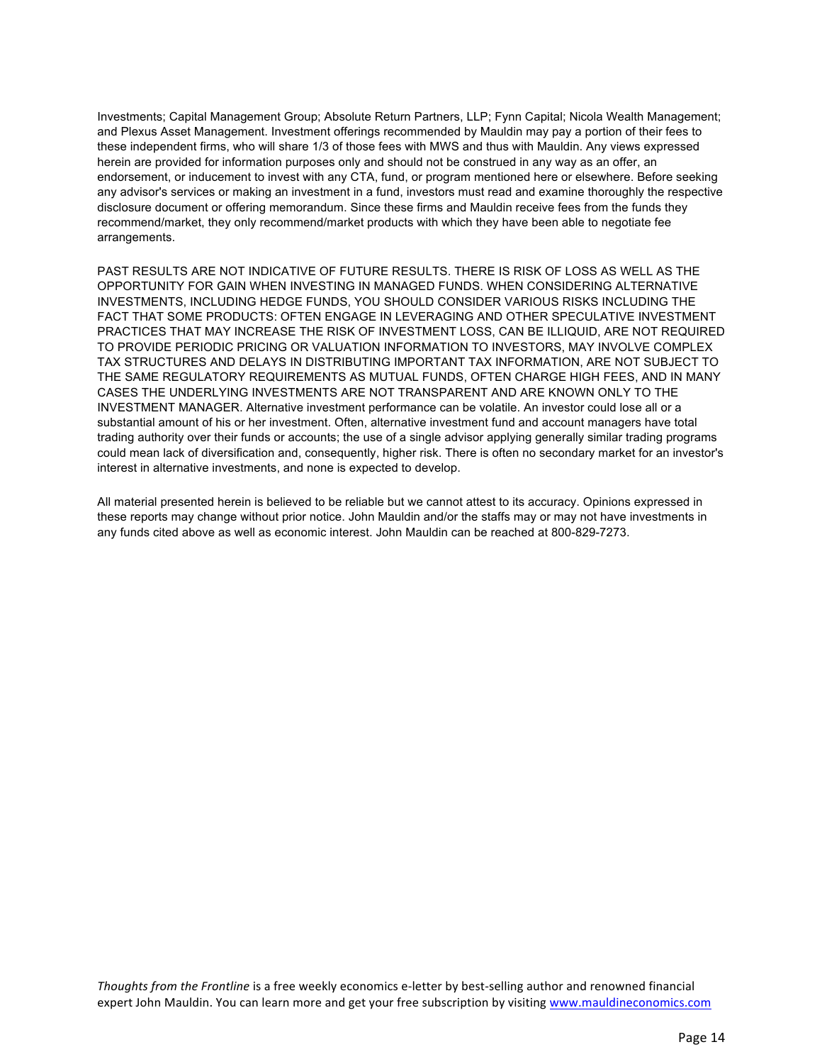Investments; Capital Management Group; Absolute Return Partners, LLP; Fynn Capital; Nicola Wealth Management; and Plexus Asset Management. Investment offerings recommended by Mauldin may pay a portion of their fees to these independent firms, who will share 1/3 of those fees with MWS and thus with Mauldin. Any views expressed herein are provided for information purposes only and should not be construed in any way as an offer, an endorsement, or inducement to invest with any CTA, fund, or program mentioned here or elsewhere. Before seeking any advisor's services or making an investment in a fund, investors must read and examine thoroughly the respective disclosure document or offering memorandum. Since these firms and Mauldin receive fees from the funds they recommend/market, they only recommend/market products with which they have been able to negotiate fee arrangements.

PAST RESULTS ARE NOT INDICATIVE OF FUTURE RESULTS. THERE IS RISK OF LOSS AS WELL AS THE OPPORTUNITY FOR GAIN WHEN INVESTING IN MANAGED FUNDS. WHEN CONSIDERING ALTERNATIVE INVESTMENTS, INCLUDING HEDGE FUNDS, YOU SHOULD CONSIDER VARIOUS RISKS INCLUDING THE FACT THAT SOME PRODUCTS: OFTEN ENGAGE IN LEVERAGING AND OTHER SPECULATIVE INVESTMENT PRACTICES THAT MAY INCREASE THE RISK OF INVESTMENT LOSS, CAN BE ILLIQUID, ARE NOT REQUIRED TO PROVIDE PERIODIC PRICING OR VALUATION INFORMATION TO INVESTORS, MAY INVOLVE COMPLEX TAX STRUCTURES AND DELAYS IN DISTRIBUTING IMPORTANT TAX INFORMATION, ARE NOT SUBJECT TO THE SAME REGULATORY REQUIREMENTS AS MUTUAL FUNDS, OFTEN CHARGE HIGH FEES, AND IN MANY CASES THE UNDERLYING INVESTMENTS ARE NOT TRANSPARENT AND ARE KNOWN ONLY TO THE INVESTMENT MANAGER. Alternative investment performance can be volatile. An investor could lose all or a substantial amount of his or her investment. Often, alternative investment fund and account managers have total trading authority over their funds or accounts; the use of a single advisor applying generally similar trading programs could mean lack of diversification and, consequently, higher risk. There is often no secondary market for an investor's interest in alternative investments, and none is expected to develop.

All material presented herein is believed to be reliable but we cannot attest to its accuracy. Opinions expressed in these reports may change without prior notice. John Mauldin and/or the staffs may or may not have investments in any funds cited above as well as economic interest. John Mauldin can be reached at 800-829-7273.